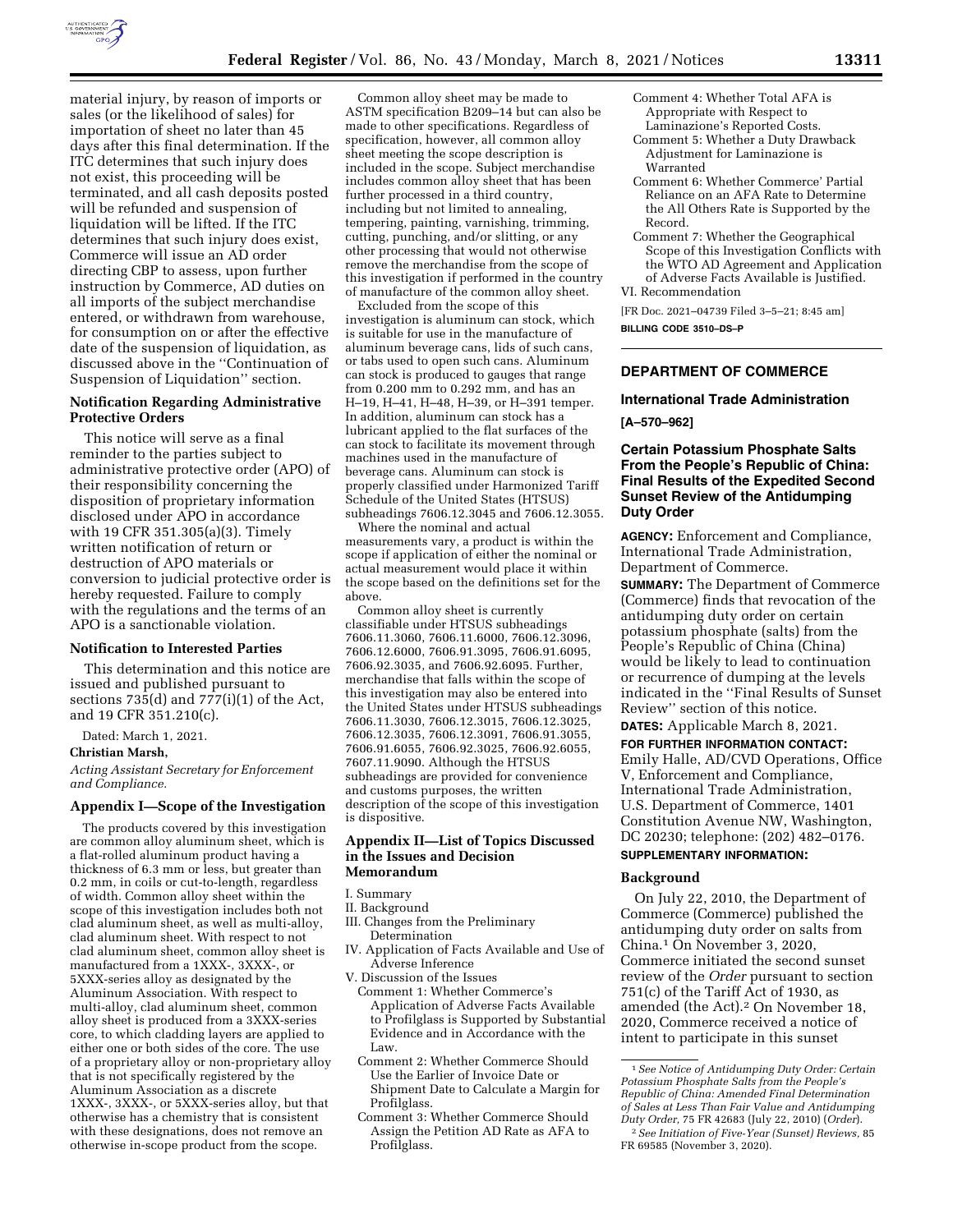material injury, by reason of imports or sales (or the likelihood of sales) for importation of sheet no later than 45 days after this final determination. If the ITC determines that such injury does not exist, this proceeding will be terminated, and all cash deposits posted will be refunded and suspension of liquidation will be lifted. If the ITC determines that such injury does exist, Commerce will issue an AD order directing CBP to assess, upon further instruction by Commerce, AD duties on all imports of the subject merchandise entered, or withdrawn from warehouse, for consumption on or after the effective date of the suspension of liquidation, as discussed above in the ''Continuation of Suspension of Liquidation'' section.

## Notification Regarding Administrative Protective Orders

This notice will serve as a final reminder to the parties subject to administrative protective order (APO) of their responsibility concerning the disposition of proprietary information disclosed under APO in accordance with 19 CFR 351.305(a)(3). Timely written notification of return or destruction of APO materials or conversion to judicial protective order is hereby requested. Failure to comply with the regulations and the terms of an APO is a sanctionable violation.

## Notification to Interested Parties

This determination and this notice are issued and published pursuant to sections 735(d) and 777(i)(1) of the Act, and 19 CFR 351.210(c).

Dated: March 1, 2021.

**Christian Marsh,**

*Acting Assistant Secretary for Enforcement and Compliance.*

## Appendix I—Scope of the Investigation

The products covered by this investigation are common alloy aluminum sheet, which is a flat-rolled aluminum product having a thickness of 6.3 mm or less, but greater than 0.2 mm, in coils or cut-to-length, regardless of width. Common alloy sheet within the scope of this investigation includes both not clad aluminum sheet, as well as multi-alloy, clad aluminum sheet. With respect to not clad aluminum sheet, common alloy sheet is manufactured from a 1XXX-, 3XXX-, or 5XXX-series alloy as designated by the Aluminum Association. With respect to multi-alloy, clad aluminum sheet, common alloy sheet is produced from a 3XXX-series core, to which cladding layers are applied to either one or both sides of the core. The use of a proprietary alloy or non-proprietary alloy that is not specifically registered by the Aluminum Association as a discrete 1XXX-, 3XXX-, or 5XXX-series alloy, but that otherwise has a chemistry that is consistent with these designations, does not remove an otherwise in-scope product from the scope.

Common alloy sheet may be made to ASTM specification B209–14 but can also be made to other specifications. Regardless of specification, however, all common alloy sheet meeting the scope description is included in the scope. Subject merchandise includes common alloy sheet that has been further processed in a third country, including but not limited to annealing, tempering, painting, varnishing, trimming, cutting, punching, and/or slitting, or any other processing that would not otherwise remove the merchandise from the scope of this investigation if performed in the country of manufacture of the common alloy sheet.

Excluded from the scope of this investigation is aluminum can stock, which is suitable for use in the manufacture of aluminum beverage cans, lids of such cans, or tabs used to open such cans. Aluminum can stock is produced to gauges that range from 0.200 mm to 0.292 mm, and has an H–19, H–41, H–48, H–39, or H–391 temper. In addition, aluminum can stock has a lubricant applied to the flat surfaces of the can stock to facilitate its movement through machines used in the manufacture of beverage cans. Aluminum can stock is properly classified under Harmonized Tariff Schedule of the United States (HTSUS) subheadings 7606.12.3045 and 7606.12.3055.

Where the nominal and actual measurements vary, a product is within the scope if application of either the nominal or actual measurement would place it within the scope based on the definitions set for the above.

Common alloy sheet is currently classifiable under HTSUS subheadings 7606.11.3060, 7606.11.6000, 7606.12.3096, 7606.12.6000, 7606.91.3095, 7606.91.6095, 7606.92.3035, and 7606.92.6095. Further, merchandise that falls within the scope of this investigation may also be entered into the United States under HTSUS subheadings 7606.11.3030, 7606.12.3015, 7606.12.3025, 7606.12.3035, 7606.12.3091, 7606.91.3055, 7606.91.6055, 7606.92.3025, 7606.92.6055, 7607.11.9090. Although the HTSUS subheadings are provided for convenience and customs purposes, the written description of the scope of this investigation is dispositive.

## Appendix II—List of Topics Discussed in the Issues and Decision Memorandum

I. Summary
II. Background
III. Changes from the Preliminary Determination
IV. Application of Facts Available and Use of Adverse Inference
V. Discussion of the Issues
- Comment 1: Whether Commerce's Application of Adverse Facts Available to Profilglass is Supported by Substantial Evidence and in Accordance with the Law.
- Comment 2: Whether Commerce Should Use the Earlier of Invoice Date or Shipment Date to Calculate a Margin for Profilglass.
- Comment 3: Whether Commerce Should Assign the Petition AD Rate as AFA to Profilglass.
- Comment 4: Whether Total AFA is Appropriate with Respect to Laminazione's Reported Costs.
- Comment 5: Whether a Duty Drawback Adjustment for Laminazione is Warranted
- Comment 6: Whether Commerce' Partial Reliance on an AFA Rate to Determine the All Others Rate is Supported by the Record.
- Comment 7: Whether the Geographical Scope of this Investigation Conflicts with the WTO AD Agreement and Application of Adverse Facts Available is Justified.

VI. Recommendation

[FR Doc. 2021–04739 Filed 3–5–21; 8:45 am]

**BILLING CODE 3510–DS–P**

---

# DEPARTMENT OF COMMERCE

## International Trade Administration

**[A–570–962]**

## Certain Potassium Phosphate Salts From the People's Republic of China: Final Results of the Expedited Second Sunset Review of the Antidumping Duty Order

**AGENCY:** Enforcement and Compliance, International Trade Administration, Department of Commerce.

**SUMMARY:** The Department of Commerce (Commerce) finds that revocation of the antidumping duty order on certain potassium phosphate (salts) from the People's Republic of China (China) would be likely to lead to continuation or recurrence of dumping at the levels indicated in the ''Final Results of Sunset Review'' section of this notice.

**DATES:** Applicable March 8, 2021.

**FOR FURTHER INFORMATION CONTACT:** Emily Halle, AD/CVD Operations, Office V, Enforcement and Compliance, International Trade Administration, U.S. Department of Commerce, 1401 Constitution Avenue NW, Washington, DC 20230; telephone: (202) 482–0176.

**SUPPLEMENTARY INFORMATION:**

## Background

On July 22, 2010, the Department of Commerce (Commerce) published the antidumping duty order on salts from China.[1] On November 3, 2020, Commerce initiated the second sunset review of the *Order* pursuant to section 751(c) of the Tariff Act of 1930, as amended (the Act).[2] On November 18, 2020, Commerce received a notice of intent to participate in this sunset

[1] *See Notice of Antidumping Duty Order: Certain Potassium Phosphate Salts from the People's Republic of China: Amended Final Determination of Sales at Less Than Fair Value and Antidumping Duty Order,* 75 FR 42683 (July 22, 2010) (*Order*).

[2] *See Initiation of Five-Year (Sunset) Reviews,* 85 FR 69585 (November 3, 2020).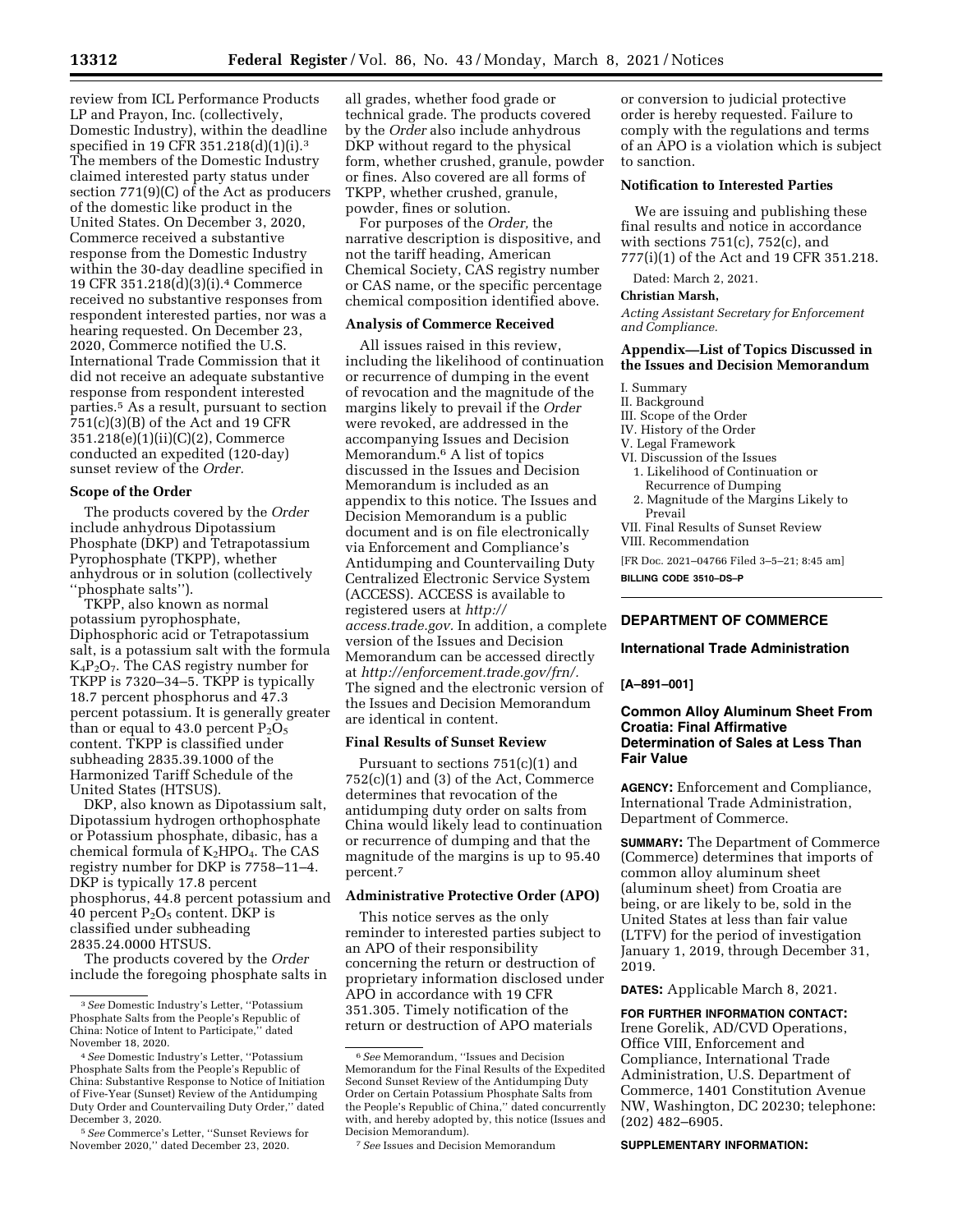review from ICL Performance Products LP and Prayon, Inc. (collectively, Domestic Industry), within the deadline specified in 19 CFR 351.218(d)(1)(i).[3] The members of the Domestic Industry claimed interested party status under section 771(9)(C) of the Act as producers of the domestic like product in the United States. On December 3, 2020, Commerce received a substantive response from the Domestic Industry within the 30-day deadline specified in 19 CFR 351.218(d)(3)(i).[4] Commerce received no substantive responses from respondent interested parties, nor was a hearing requested. On December 23, 2020, Commerce notified the U.S. International Trade Commission that it did not receive an adequate substantive response from respondent interested parties.[5] As a result, pursuant to section 751(c)(3)(B) of the Act and 19 CFR 351.218(e)(1)(ii)(C)(2), Commerce conducted an expedited (120-day) sunset review of the *Order.*

### Scope of the Order

The products covered by the *Order* include anhydrous Dipotassium Phosphate (DKP) and Tetrapotassium Pyrophosphate (TKPP), whether anhydrous or in solution (collectively ''phosphate salts'').

TKPP, also known as normal potassium pyrophosphate, Diphosphoric acid or Tetrapotassium salt, is a potassium salt with the formula $K_4P_2O_7$. The CAS registry number for TKPP is 7320–34–5. TKPP is typically 18.7 percent phosphorus and 47.3 percent potassium. It is generally greater than or equal to 43.0 percent $P_2O_5$ content. TKPP is classified under subheading 2835.39.1000 of the Harmonized Tariff Schedule of the United States (HTSUS).

DKP, also known as Dipotassium salt, Dipotassium hydrogen orthophosphate or Potassium phosphate, dibasic, has a chemical formula of $K_2HPO_4$. The CAS registry number for DKP is 7758–11–4. DKP is typically 17.8 percent phosphorus, 44.8 percent potassium and 40 percent $P_2O_5$ content. DKP is classified under subheading 2835.24.0000 HTSUS.

The products covered by the *Order* include the foregoing phosphate salts in all grades, whether food grade or technical grade. The products covered by the *Order* also include anhydrous DKP without regard to the physical form, whether crushed, granule, powder or fines. Also covered are all forms of TKPP, whether crushed, granule, powder, fines or solution.

For purposes of the *Order,* the narrative description is dispositive, and not the tariff heading, American Chemical Society, CAS registry number or CAS name, or the specific percentage chemical composition identified above.

### Analysis of Commerce Received

All issues raised in this review, including the likelihood of continuation or recurrence of dumping in the event of revocation and the magnitude of the margins likely to prevail if the *Order* were revoked, are addressed in the accompanying Issues and Decision Memorandum.[6] A list of topics discussed in the Issues and Decision Memorandum is included as an appendix to this notice. The Issues and Decision Memorandum is a public document and is on file electronically via Enforcement and Compliance's Antidumping and Countervailing Duty Centralized Electronic Service System (ACCESS). ACCESS is available to registered users at *http://access.trade.gov.* In addition, a complete version of the Issues and Decision Memorandum can be accessed directly at *http://enforcement.trade.gov/frn/.* The signed and the electronic version of the Issues and Decision Memorandum are identical in content.

### Final Results of Sunset Review

Pursuant to sections 751(c)(1) and 752(c)(1) and (3) of the Act, Commerce determines that revocation of the antidumping duty order on salts from China would likely lead to continuation or recurrence of dumping and that the magnitude of the margins is up to 95.40 percent.[7]

### Administrative Protective Order (APO)

This notice serves as the only reminder to interested parties subject to an APO of their responsibility concerning the return or destruction of proprietary information disclosed under APO in accordance with 19 CFR 351.305. Timely notification of the return or destruction of APO materials or conversion to judicial protective order is hereby requested. Failure to comply with the regulations and terms of an APO is a violation which is subject to sanction.

### Notification to Interested Parties

We are issuing and publishing these final results and notice in accordance with sections 751(c), 752(c), and 777(i)(1) of the Act and 19 CFR 351.218.

Dated: March 2, 2021.

**Christian Marsh,**

*Acting Assistant Secretary for Enforcement and Compliance.*

### Appendix—List of Topics Discussed in the Issues and Decision Memorandum

I. Summary
II. Background
III. Scope of the Order
IV. History of the Order
V. Legal Framework
VI. Discussion of the Issues
  1. Likelihood of Continuation or Recurrence of Dumping
  2. Magnitude of the Margins Likely to Prevail
VII. Final Results of Sunset Review
VIII. Recommendation

[FR Doc. 2021–04766 Filed 3–5–21; 8:45 am]

**BILLING CODE 3510–DS–P**

---

[3] *See* Domestic Industry's Letter, ''Potassium Phosphate Salts from the People's Republic of China: Notice of Intent to Participate,'' dated November 18, 2020.

[4] *See* Domestic Industry's Letter, ''Potassium Phosphate Salts from the People's Republic of China: Substantive Response to Notice of Initiation of Five-Year (Sunset) Review of the Antidumping Duty Order and Countervailing Duty Order,'' dated December 3, 2020.

[5] *See* Commerce's Letter, ''Sunset Reviews for November 2020,'' dated December 23, 2020.

[6] *See* Memorandum, ''Issues and Decision Memorandum for the Final Results of the Expedited Second Sunset Review of the Antidumping Duty Order on Certain Potassium Phosphate Salts from the People's Republic of China,'' dated concurrently with, and hereby adopted by, this notice (Issues and Decision Memorandum).

[7] *See* Issues and Decision Memorandum

---

## DEPARTMENT OF COMMERCE

### International Trade Administration

**[A–891–001]**

### Common Alloy Aluminum Sheet From Croatia: Final Affirmative Determination of Sales at Less Than Fair Value

**AGENCY:** Enforcement and Compliance, International Trade Administration, Department of Commerce.

**SUMMARY:** The Department of Commerce (Commerce) determines that imports of common alloy aluminum sheet (aluminum sheet) from Croatia are being, or are likely to be, sold in the United States at less than fair value (LTFV) for the period of investigation January 1, 2019, through December 31, 2019.

**DATES:** Applicable March 8, 2021.

**FOR FURTHER INFORMATION CONTACT:** Irene Gorelik, AD/CVD Operations, Office VIII, Enforcement and Compliance, International Trade Administration, U.S. Department of Commerce, 1401 Constitution Avenue NW, Washington, DC 20230; telephone: (202) 482–6905.

**SUPPLEMENTARY INFORMATION:**